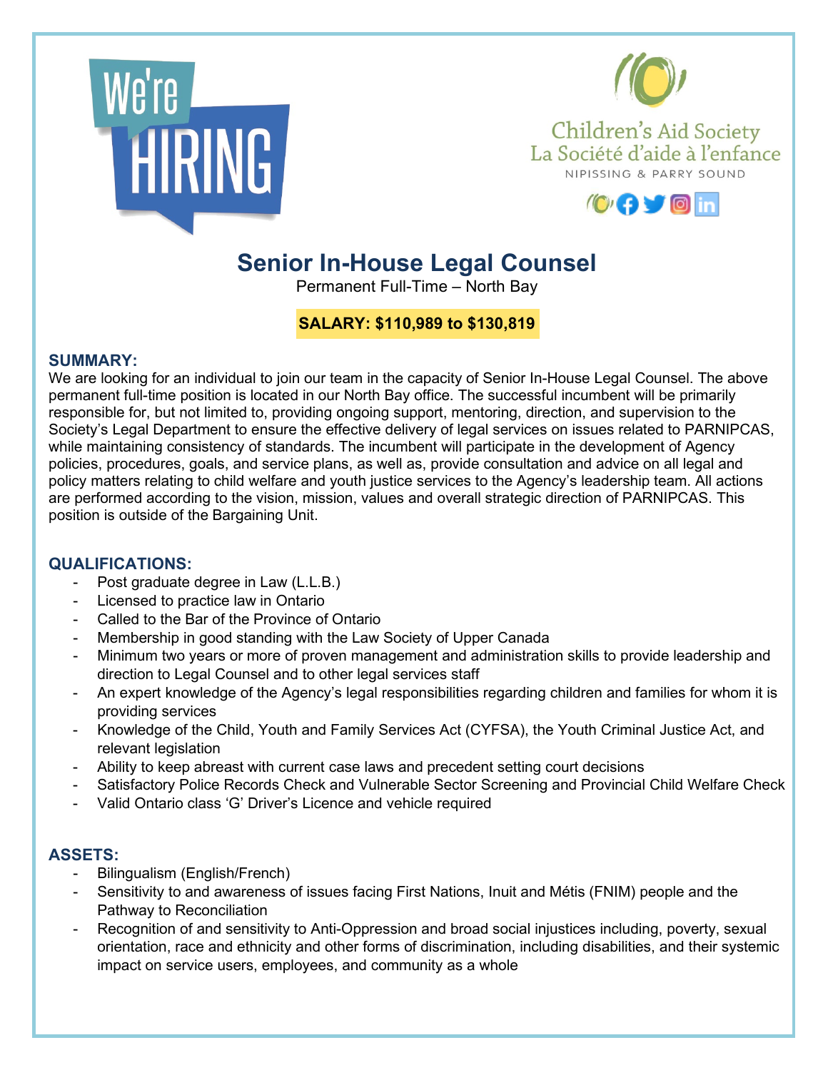We're HIRING

Children's Aid Society
La Société d'aide à l'enfance
NIPISSING & PARRY SOUND

# Senior In-House Legal Counsel

Permanent Full-Time – North Bay

**SALARY: $110,989 to $130,819**

## SUMMARY:

We are looking for an individual to join our team in the capacity of Senior In-House Legal Counsel. The above permanent full-time position is located in our North Bay office. The successful incumbent will be primarily responsible for, but not limited to, providing ongoing support, mentoring, direction, and supervision to the Society's Legal Department to ensure the effective delivery of legal services on issues related to PARNIPCAS, while maintaining consistency of standards. The incumbent will participate in the development of Agency policies, procedures, goals, and service plans, as well as, provide consultation and advice on all legal and policy matters relating to child welfare and youth justice services to the Agency's leadership team. All actions are performed according to the vision, mission, values and overall strategic direction of PARNIPCAS. This position is outside of the Bargaining Unit.

## QUALIFICATIONS:

- Post graduate degree in Law (L.L.B.)
- Licensed to practice law in Ontario
- Called to the Bar of the Province of Ontario
- Membership in good standing with the Law Society of Upper Canada
- Minimum two years or more of proven management and administration skills to provide leadership and direction to Legal Counsel and to other legal services staff
- An expert knowledge of the Agency's legal responsibilities regarding children and families for whom it is providing services
- Knowledge of the Child, Youth and Family Services Act (CYFSA), the Youth Criminal Justice Act, and relevant legislation
- Ability to keep abreast with current case laws and precedent setting court decisions
- Satisfactory Police Records Check and Vulnerable Sector Screening and Provincial Child Welfare Check
- Valid Ontario class 'G' Driver's Licence and vehicle required

## ASSETS:

- Bilingualism (English/French)
- Sensitivity to and awareness of issues facing First Nations, Inuit and Métis (FNIM) people and the Pathway to Reconciliation
- Recognition of and sensitivity to Anti-Oppression and broad social injustices including, poverty, sexual orientation, race and ethnicity and other forms of discrimination, including disabilities, and their systemic impact on service users, employees, and community as a whole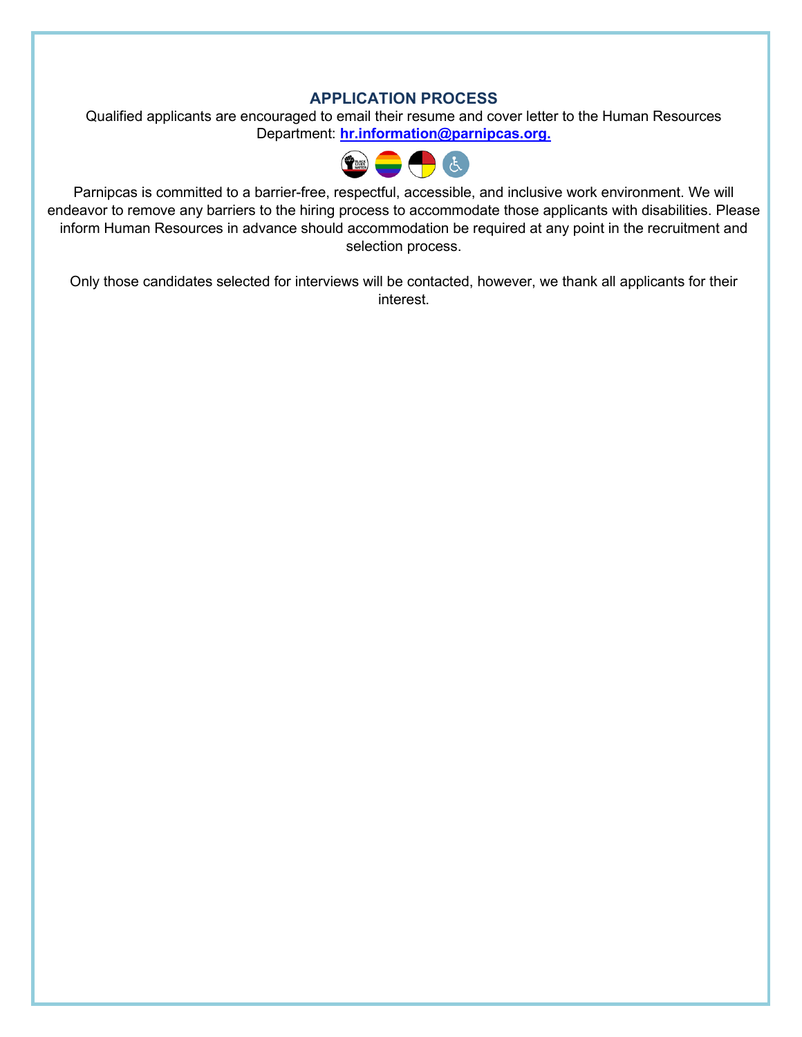## APPLICATION PROCESS

Qualified applicants are encouraged to email their resume and cover letter to the Human Resources Department: **hr.information@parnipcas.org.**

Parnipcas is committed to a barrier-free, respectful, accessible, and inclusive work environment. We will endeavor to remove any barriers to the hiring process to accommodate those applicants with disabilities. Please inform Human Resources in advance should accommodation be required at any point in the recruitment and selection process.

Only those candidates selected for interviews will be contacted, however, we thank all applicants for their interest.